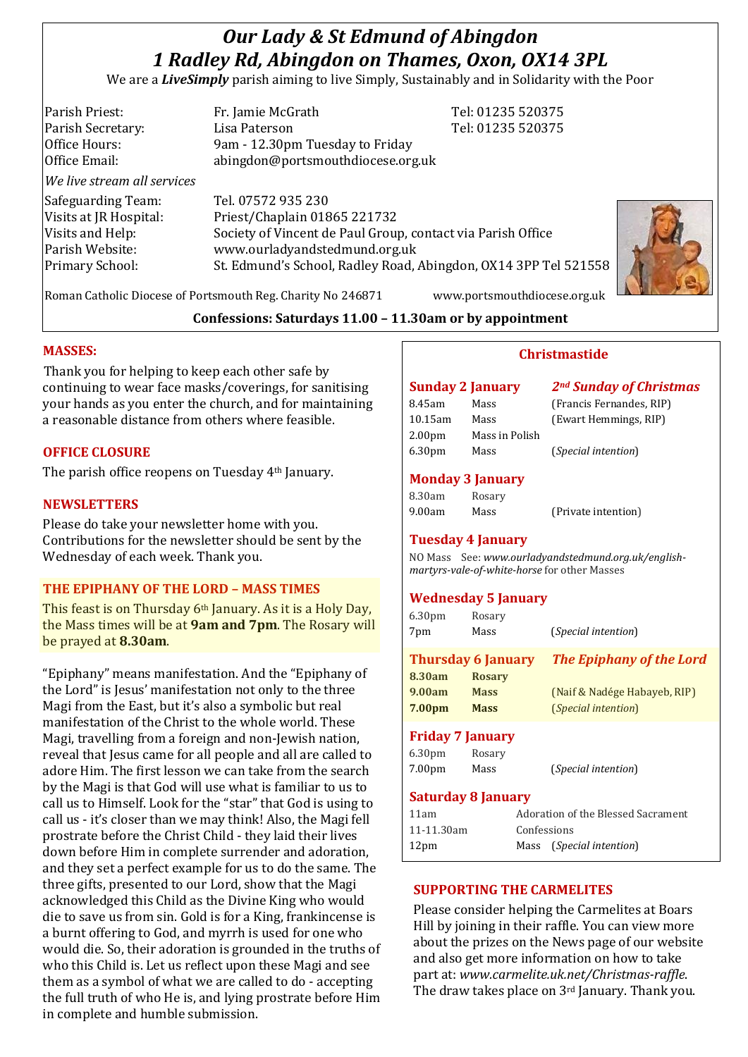# Our Lady & St Edmund of Abingdon
## 1 Radley Rd, Abingdon on Thames, Oxon, OX14 3PL

We are a ***LiveSimply*** parish aiming to live Simply, Sustainably and in Solidarity with the Poor

| | | |
|---|---|---|
| Parish Priest: | Fr. Jamie McGrath | Tel: 01235 520375 |
| Parish Secretary: | Lisa Paterson | Tel: 01235 520375 |
| Office Hours: | 9am - 12.30pm Tuesday to Friday | |
| Office Email: | abingdon@portsmouthdiocese.org.uk | |

*We live stream all services*

| | |
|---|---|
| Safeguarding Team: | Tel. 07572 935 230 |
| Visits at JR Hospital: | Priest/Chaplain 01865 221732 |
| Visits and Help: | Society of Vincent de Paul Group, contact via Parish Office |
| Parish Website: | www.ourladyandstedmund.org.uk |
| Primary School: | St. Edmund's School, Radley Road, Abingdon, OX14 3PP Tel 521558 |

Roman Catholic Diocese of Portsmouth Reg. Charity No 246871 www.portsmouthdiocese.org.uk

**Confessions: Saturdays 11.00 – 11.30am or by appointment**

### MASSES:

Thank you for helping to keep each other safe by continuing to wear face masks/coverings, for sanitising your hands as you enter the church, and for maintaining a reasonable distance from others where feasible.

### OFFICE CLOSURE

The parish office reopens on Tuesday 4th January.

### NEWSLETTERS

Please do take your newsletter home with you. Contributions for the newsletter should be sent by the Wednesday of each week. Thank you.

### THE EPIPHANY OF THE LORD – MASS TIMES

This feast is on Thursday 6th January. As it is a Holy Day, the Mass times will be at **9am and 7pm**. The Rosary will be prayed at **8.30am**.

"Epiphany" means manifestation. And the "Epiphany of the Lord" is Jesus' manifestation not only to the three Magi from the East, but it's also a symbolic but real manifestation of the Christ to the whole world. These Magi, travelling from a foreign and non-Jewish nation, reveal that Jesus came for all people and all are called to adore Him. The first lesson we can take from the search by the Magi is that God will use what is familiar to us to call us to Himself. Look for the "star" that God is using to call us - it's closer than we may think! Also, the Magi fell prostrate before the Christ Child - they laid their lives down before Him in complete surrender and adoration, and they set a perfect example for us to do the same. The three gifts, presented to our Lord, show that the Magi acknowledged this Child as the Divine King who would die to save us from sin. Gold is for a King, frankincense is a burnt offering to God, and myrrh is used for one who would die. So, their adoration is grounded in the truths of who this Child is. Let us reflect upon these Magi and see them as a symbol of what we are called to do - accepting the full truth of who He is, and lying prostrate before Him in complete and humble submission.

### Christmastide

**Sunday 2 January** — ***2nd Sunday of Christmas***

| | | |
|---|---|---|
| 8.45am | Mass | (Francis Fernandes, RIP) |
| 10.15am | Mass | (Ewart Hemmings, RIP) |
| 2.00pm | Mass in Polish | |
| 6.30pm | Mass | (*Special intention*) |

**Monday 3 January**

| | | |
|---|---|---|
| 8.30am | Rosary | |
| 9.00am | Mass | (Private intention) |

**Tuesday 4 January**

NO Mass See: *www.ourladyandstedmund.org.uk/english-martyrs-vale-of-white-horse* for other Masses

**Wednesday 5 January**

| | | |
|---|---|---|
| 6.30pm | Rosary | |
| 7pm | Mass | (*Special intention*) |

**Thursday 6 January** — ***The Epiphany of the Lord***

| | | |
|---|---|---|
| **8.30am** | **Rosary** | |
| **9.00am** | **Mass** | (Naif & Nadége Habayeb, RIP) |
| **7.00pm** | **Mass** | (*Special intention*) |

**Friday 7 January**

| | | |
|---|---|---|
| 6.30pm | Rosary | |
| 7.00pm | Mass | (*Special intention*) |

**Saturday 8 January**

| | |
|---|---|
| 11am | Adoration of the Blessed Sacrament |
| 11-11.30am | Confessions |
| 12pm | Mass (*Special intention*) |

### SUPPORTING THE CARMELITES

Please consider helping the Carmelites at Boars Hill by joining in their raffle. You can view more about the prizes on the News page of our website and also get more information on how to take part at: *www.carmelite.uk.net/Christmas-raffle*. The draw takes place on 3rd January. Thank you.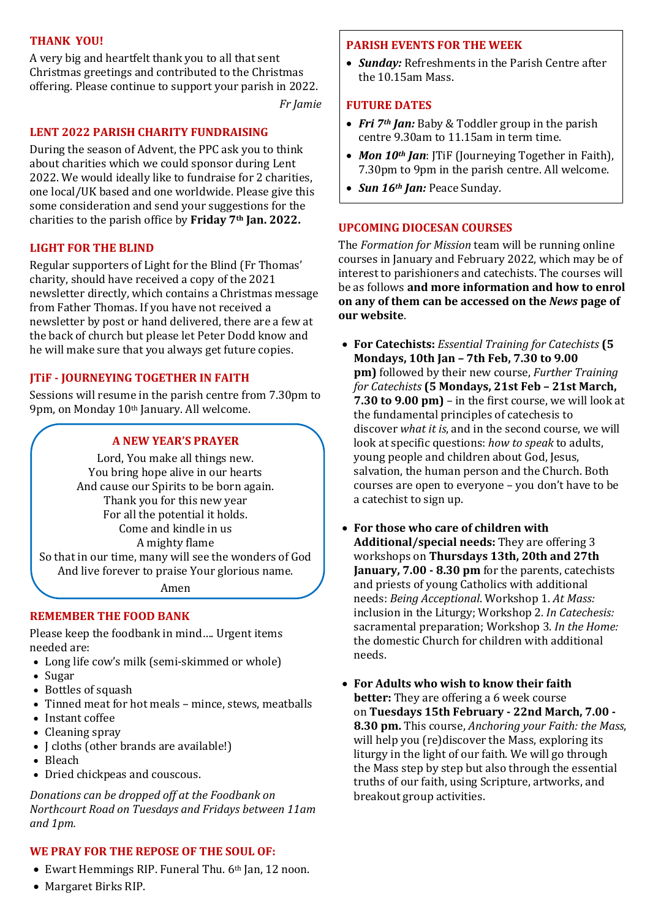## THANK YOU!

A very big and heartfelt thank you to all that sent Christmas greetings and contributed to the Christmas offering. Please continue to support your parish in 2022.

*Fr Jamie*

## LENT 2022 PARISH CHARITY FUNDRAISING

During the season of Advent, the PPC ask you to think about charities which we could sponsor during Lent 2022. We would ideally like to fundraise for 2 charities, one local/UK based and one worldwide. Please give this some consideration and send your suggestions for the charities to the parish office by **Friday 7th Jan. 2022.**

## LIGHT FOR THE BLIND

Regular supporters of Light for the Blind (Fr Thomas' charity, should have received a copy of the 2021 newsletter directly, which contains a Christmas message from Father Thomas. If you have not received a newsletter by post or hand delivered, there are a few at the back of church but please let Peter Dodd know and he will make sure that you always get future copies.

## JTiF - JOURNEYING TOGETHER IN FAITH

Sessions will resume in the parish centre from 7.30pm to 9pm, on Monday 10th January. All welcome.

## A NEW YEAR'S PRAYER

Lord, You make all things new.
You bring hope alive in our hearts
And cause our Spirits to be born again.
Thank you for this new year
For all the potential it holds.
Come and kindle in us
A mighty flame
So that in our time, many will see the wonders of God
And live forever to praise Your glorious name.
Amen

## REMEMBER THE FOOD BANK

Please keep the foodbank in mind…. Urgent items needed are:

- Long life cow's milk (semi-skimmed or whole)
- Sugar
- Bottles of squash
- Tinned meat for hot meals – mince, stews, meatballs
- Instant coffee
- Cleaning spray
- J cloths (other brands are available!)
- Bleach
- Dried chickpeas and couscous.

*Donations can be dropped off at the Foodbank on Northcourt Road on Tuesdays and Fridays between 11am and 1pm.*

## WE PRAY FOR THE REPOSE OF THE SOUL OF:

- Ewart Hemmings RIP. Funeral Thu. 6th Jan, 12 noon.
- Margaret Birks RIP.

## PARISH EVENTS FOR THE WEEK

- ***Sunday:*** Refreshments in the Parish Centre after the 10.15am Mass.

## FUTURE DATES

- ***Fri 7th Jan:*** Baby & Toddler group in the parish centre 9.30am to 11.15am in term time.
- ***Mon 10th Jan***: JTiF (Journeying Together in Faith), 7.30pm to 9pm in the parish centre. All welcome.
- ***Sun 16th Jan:*** Peace Sunday.

## UPCOMING DIOCESAN COURSES

The *Formation for Mission* team will be running online courses in January and February 2022, which may be of interest to parishioners and catechists. The courses will be as follows **and more information and how to enrol on any of them can be accessed on the *News* page of our website**.

- **For Catechists:** *Essential Training for Catechists* **(5 Mondays, 10th Jan – 7th Feb, 7.30 to 9.00 pm)** followed by their new course, *Further Training for Catechists* **(5 Mondays, 21st Feb – 21st March, 7.30 to 9.00 pm)** – in the first course, we will look at the fundamental principles of catechesis to discover *what it is*, and in the second course, we will look at specific questions: *how to speak* to adults, young people and children about God, Jesus, salvation, the human person and the Church. Both courses are open to everyone – you don't have to be a catechist to sign up.

- **For those who care of children with Additional/special needs:** They are offering 3 workshops on **Thursdays 13th, 20th and 27th January, 7.00 - 8.30 pm** for the parents, catechists and priests of young Catholics with additional needs: *Being Acceptional.* Workshop 1. *At Mass:* inclusion in the Liturgy; Workshop 2. *In Catechesis:* sacramental preparation; Workshop 3. *In the Home:* the domestic Church for children with additional needs.

- **For Adults who wish to know their faith better:** They are offering a 6 week course on **Tuesdays 15th February - 22nd March, 7.00 - 8.30 pm.** This course, *Anchoring your Faith: the Mass*, will help you (re)discover the Mass, exploring its liturgy in the light of our faith. We will go through the Mass step by step but also through the essential truths of our faith, using Scripture, artworks, and breakout group activities.